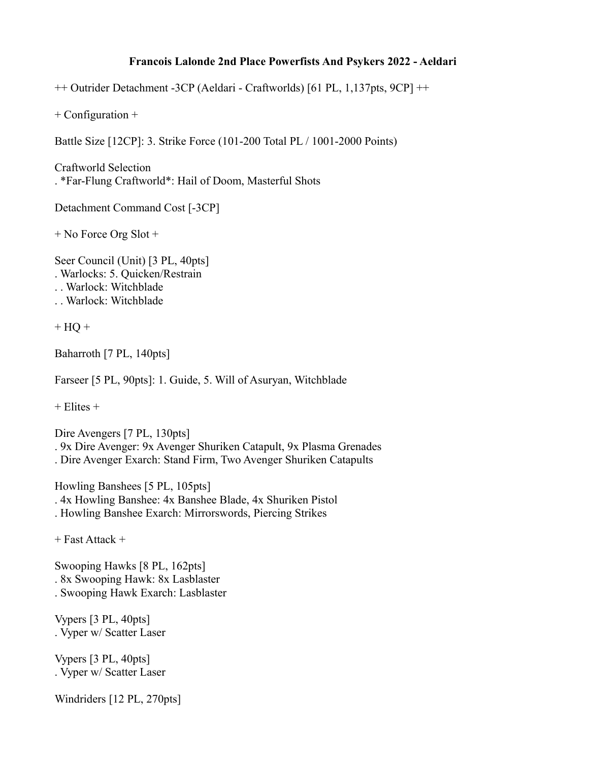**Francois Lalonde 2nd Place Powerfists And Psykers 2022 - Aeldari**

++ Outrider Detachment -3CP (Aeldari - Craftworlds) [61 PL, 1,137pts, 9CP] ++

+ Configuration +

Battle Size [12CP]: 3. Strike Force (101-200 Total PL / 1001-2000 Points)

Craftworld Selection
. *Far-Flung Craftworld*: Hail of Doom, Masterful Shots

Detachment Command Cost [-3CP]

+ No Force Org Slot +

Seer Council (Unit) [3 PL, 40pts]
. Warlocks: 5. Quicken/Restrain
. . Warlock: Witchblade
. . Warlock: Witchblade

+ HQ +

Baharroth [7 PL, 140pts]

Farseer [5 PL, 90pts]: 1. Guide, 5. Will of Asuryan, Witchblade

+ Elites +

Dire Avengers [7 PL, 130pts]
. 9x Dire Avenger: 9x Avenger Shuriken Catapult, 9x Plasma Grenades
. Dire Avenger Exarch: Stand Firm, Two Avenger Shuriken Catapults

Howling Banshees [5 PL, 105pts]
. 4x Howling Banshee: 4x Banshee Blade, 4x Shuriken Pistol
. Howling Banshee Exarch: Mirrorswords, Piercing Strikes

+ Fast Attack +

Swooping Hawks [8 PL, 162pts]
. 8x Swooping Hawk: 8x Lasblaster
. Swooping Hawk Exarch: Lasblaster

Vypers [3 PL, 40pts]
. Vyper w/ Scatter Laser

Vypers [3 PL, 40pts]
. Vyper w/ Scatter Laser

Windriders [12 PL, 270pts]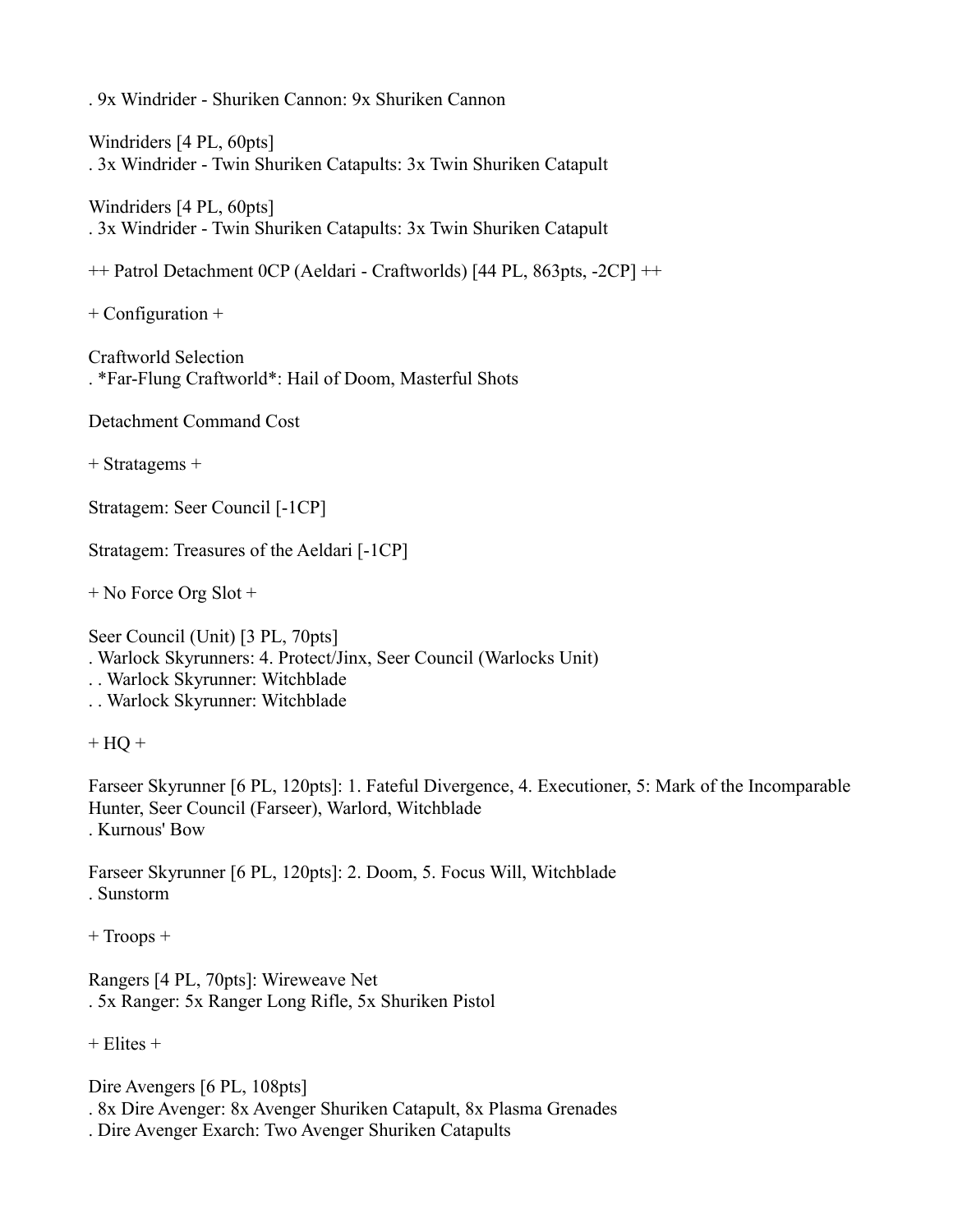. 9x Windrider - Shuriken Cannon: 9x Shuriken Cannon

Windriders [4 PL, 60pts]
. 3x Windrider - Twin Shuriken Catapults: 3x Twin Shuriken Catapult

Windriders [4 PL, 60pts]
. 3x Windrider - Twin Shuriken Catapults: 3x Twin Shuriken Catapult

++ Patrol Detachment 0CP (Aeldari - Craftworlds) [44 PL, 863pts, -2CP] ++

+ Configuration +

Craftworld Selection
. *Far-Flung Craftworld*: Hail of Doom, Masterful Shots

Detachment Command Cost

+ Stratagems +

Stratagem: Seer Council [-1CP]

Stratagem: Treasures of the Aeldari [-1CP]

+ No Force Org Slot +

Seer Council (Unit) [3 PL, 70pts]
. Warlock Skyrunners: 4. Protect/Jinx, Seer Council (Warlocks Unit)
. . Warlock Skyrunner: Witchblade
. . Warlock Skyrunner: Witchblade

+ HQ +

Farseer Skyrunner [6 PL, 120pts]: 1. Fateful Divergence, 4. Executioner, 5: Mark of the Incomparable Hunter, Seer Council (Farseer), Warlord, Witchblade
. Kurnous' Bow

Farseer Skyrunner [6 PL, 120pts]: 2. Doom, 5. Focus Will, Witchblade
. Sunstorm

+ Troops +

Rangers [4 PL, 70pts]: Wireweave Net
. 5x Ranger: 5x Ranger Long Rifle, 5x Shuriken Pistol

+ Elites +

Dire Avengers [6 PL, 108pts]
. 8x Dire Avenger: 8x Avenger Shuriken Catapult, 8x Plasma Grenades
. Dire Avenger Exarch: Two Avenger Shuriken Catapults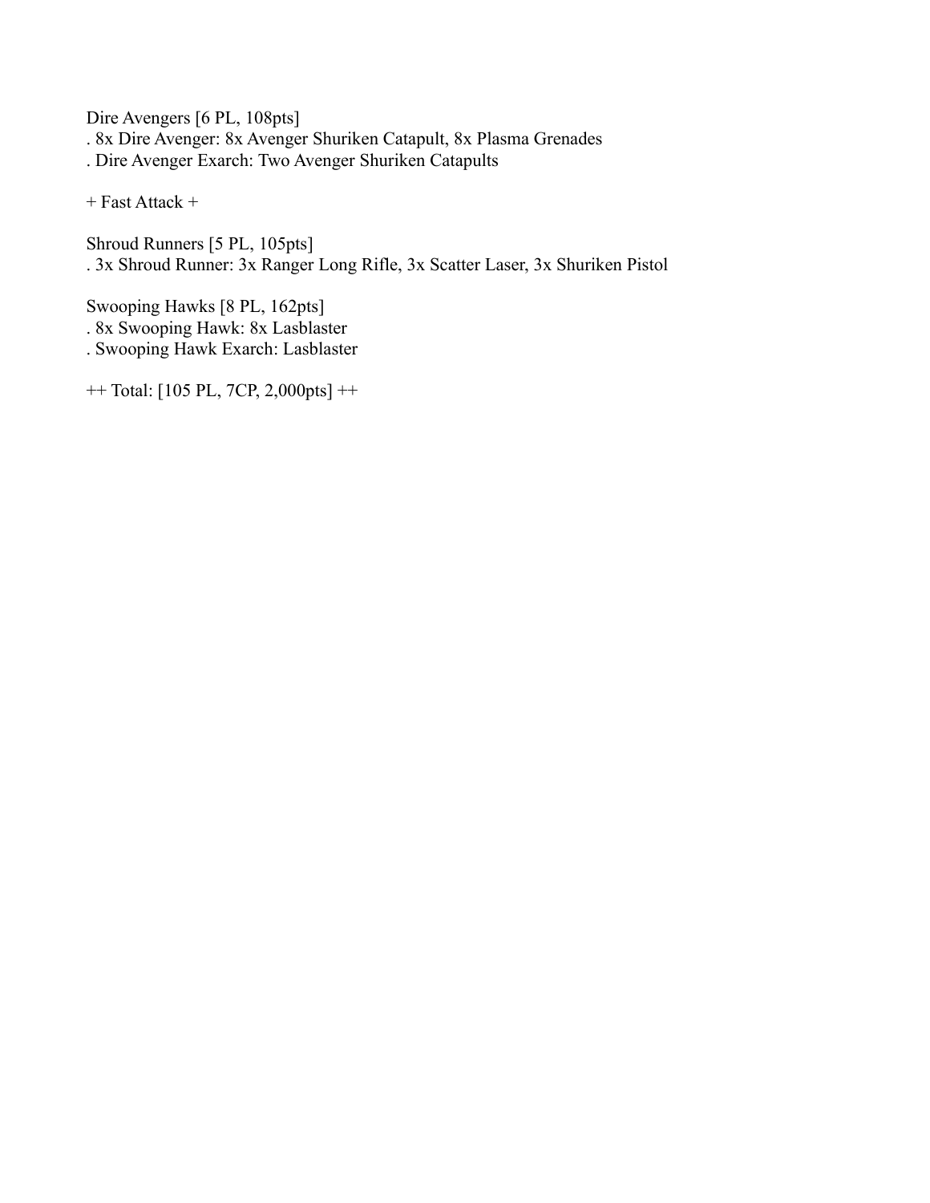Dire Avengers [6 PL, 108pts]
. 8x Dire Avenger: 8x Avenger Shuriken Catapult, 8x Plasma Grenades
. Dire Avenger Exarch: Two Avenger Shuriken Catapults

+ Fast Attack +

Shroud Runners [5 PL, 105pts]
. 3x Shroud Runner: 3x Ranger Long Rifle, 3x Scatter Laser, 3x Shuriken Pistol

Swooping Hawks [8 PL, 162pts]
. 8x Swooping Hawk: 8x Lasblaster
. Swooping Hawk Exarch: Lasblaster

++ Total: [105 PL, 7CP, 2,000pts] ++